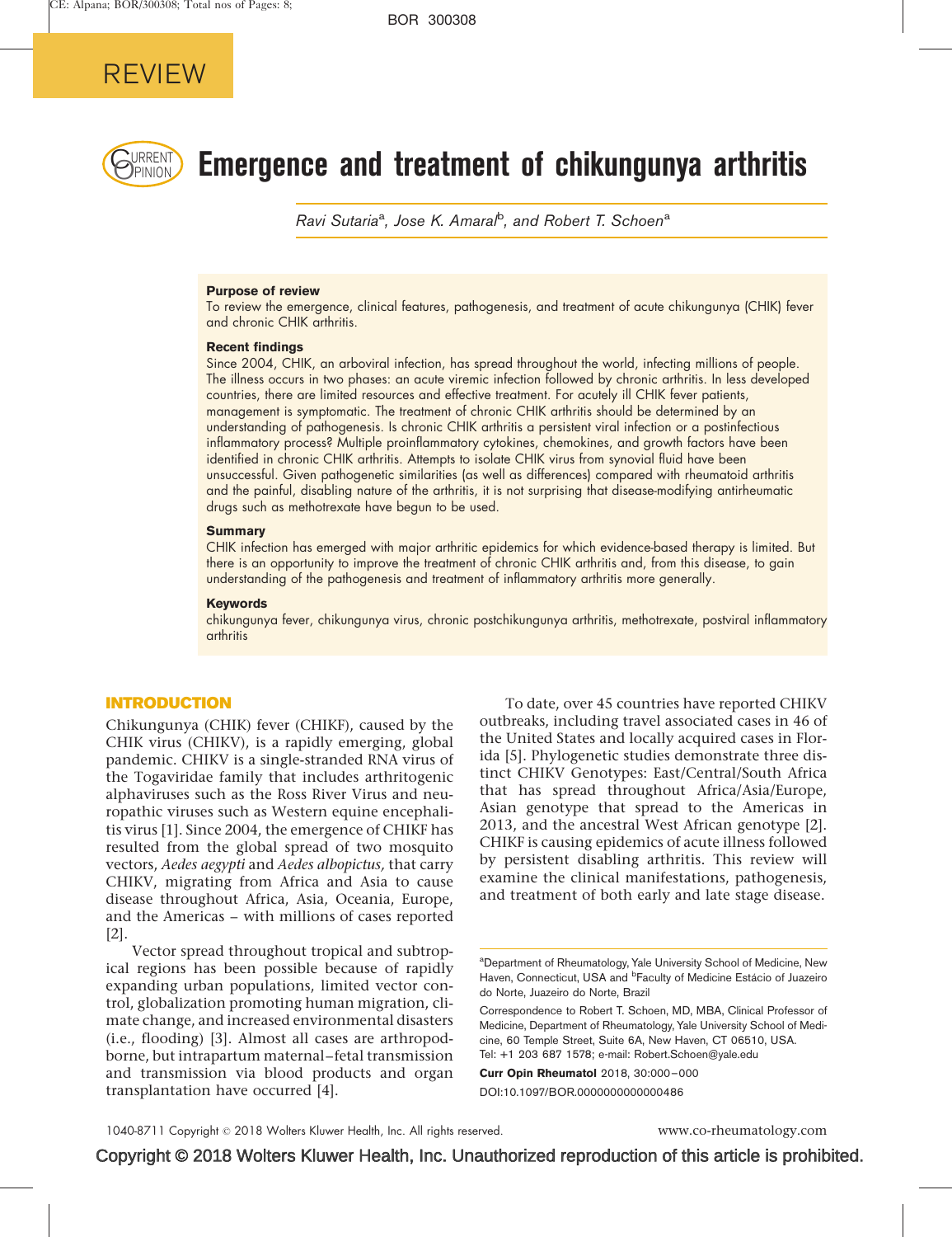REVIEW

# Emergence and treatment of chikungunya arthritis

Ravi Sutaria[a], Jose K. Amaral[b], and Robert T. Schoen[a]

**Purpose of review**

To review the emergence, clinical features, pathogenesis, and treatment of acute chikungunya (CHIK) fever and chronic CHIK arthritis.

**Recent findings**

Since 2004, CHIK, an arboviral infection, has spread throughout the world, infecting millions of people. The illness occurs in two phases: an acute viremic infection followed by chronic arthritis. In less developed countries, there are limited resources and effective treatment. For acutely ill CHIK fever patients, management is symptomatic. The treatment of chronic CHIK arthritis should be determined by an understanding of pathogenesis. Is chronic CHIK arthritis a persistent viral infection or a postinfectious inflammatory process? Multiple proinflammatory cytokines, chemokines, and growth factors have been identified in chronic CHIK arthritis. Attempts to isolate CHIK virus from synovial fluid have been unsuccessful. Given pathogenetic similarities (as well as differences) compared with rheumatoid arthritis and the painful, disabling nature of the arthritis, it is not surprising that disease-modifying antirheumatic drugs such as methotrexate have begun to be used.

**Summary**

CHIK infection has emerged with major arthritic epidemics for which evidence-based therapy is limited. But there is an opportunity to improve the treatment of chronic CHIK arthritis and, from this disease, to gain understanding of the pathogenesis and treatment of inflammatory arthritis more generally.

**Keywords**

chikungunya fever, chikungunya virus, chronic postchikungunya arthritis, methotrexate, postviral inflammatory arthritis

## INTRODUCTION

Chikungunya (CHIK) fever (CHIKF), caused by the CHIK virus (CHIKV), is a rapidly emerging, global pandemic. CHIKV is a single-stranded RNA virus of the Togaviridae family that includes arthritogenic alphaviruses such as the Ross River Virus and neuropathic viruses such as Western equine encephalitis virus [1]. Since 2004, the emergence of CHIKF has resulted from the global spread of two mosquito vectors, *Aedes aegypti* and *Aedes albopictus,* that carry CHIKV, migrating from Africa and Asia to cause disease throughout Africa, Asia, Oceania, Europe, and the Americas – with millions of cases reported [2].

Vector spread throughout tropical and subtropical regions has been possible because of rapidly expanding urban populations, limited vector control, globalization promoting human migration, climate change, and increased environmental disasters (i.e., flooding) [3]. Almost all cases are arthropod-borne, but intrapartum maternal–fetal transmission and transmission via blood products and organ transplantation have occurred [4].

To date, over 45 countries have reported CHIKV outbreaks, including travel associated cases in 46 of the United States and locally acquired cases in Florida [5]. Phylogenetic studies demonstrate three distinct CHIKV Genotypes: East/Central/South Africa that has spread throughout Africa/Asia/Europe, Asian genotype that spread to the Americas in 2013, and the ancestral West African genotype [2]. CHIKF is causing epidemics of acute illness followed by persistent disabling arthritis. This review will examine the clinical manifestations, pathogenesis, and treatment of both early and late stage disease.

[a]Department of Rheumatology, Yale University School of Medicine, New Haven, Connecticut, USA and [b]Faculty of Medicine Estácio of Juazeiro do Norte, Juazeiro do Norte, Brazil

Correspondence to Robert T. Schoen, MD, MBA, Clinical Professor of Medicine, Department of Rheumatology, Yale University School of Medicine, 60 Temple Street, Suite 6A, New Haven, CT 06510, USA. Tel: +1 203 687 1578; e-mail: Robert.Schoen@yale.edu

**Curr Opin Rheumatol** 2018, 30:000–000

DOI:10.1097/BOR.0000000000000486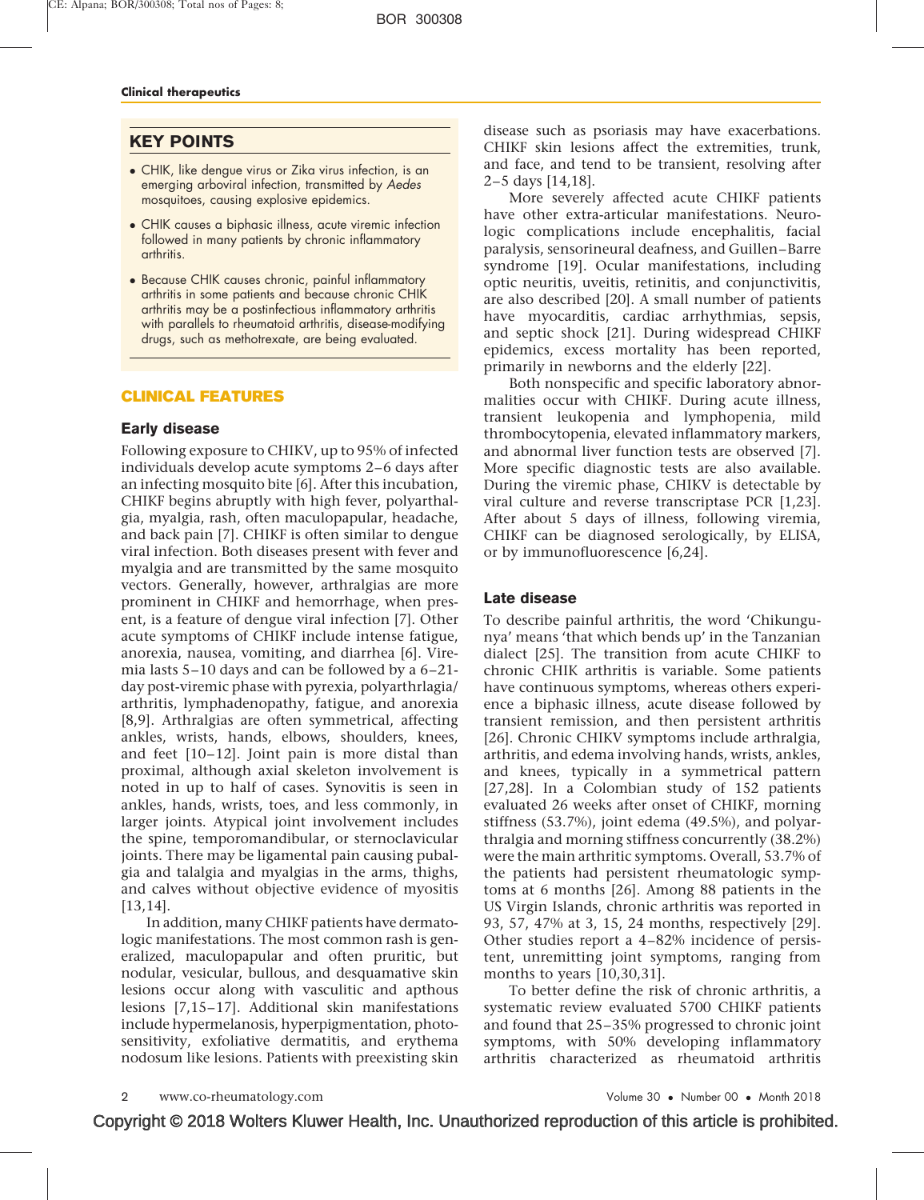## KEY POINTS

- CHIK, like dengue virus or Zika virus infection, is an emerging arboviral infection, transmitted by *Aedes* mosquitoes, causing explosive epidemics.
- CHIK causes a biphasic illness, acute viremic infection followed in many patients by chronic inflammatory arthritis.
- Because CHIK causes chronic, painful inflammatory arthritis in some patients and because chronic CHIK arthritis may be a postinfectious inflammatory arthritis with parallels to rheumatoid arthritis, disease-modifying drugs, such as methotrexate, are being evaluated.

## CLINICAL FEATURES

### Early disease

Following exposure to CHIKV, up to 95% of infected individuals develop acute symptoms 2–6 days after an infecting mosquito bite [6]. After this incubation, CHIKF begins abruptly with high fever, polyarthalgia, myalgia, rash, often maculopapular, headache, and back pain [7]. CHIKF is often similar to dengue viral infection. Both diseases present with fever and myalgia and are transmitted by the same mosquito vectors. Generally, however, arthralgias are more prominent in CHIKF and hemorrhage, when present, is a feature of dengue viral infection [7]. Other acute symptoms of CHIKF include intense fatigue, anorexia, nausea, vomiting, and diarrhea [6]. Viremia lasts 5–10 days and can be followed by a 6–21-day post-viremic phase with pyrexia, polyarthrlagia/arthritis, lymphadenopathy, fatigue, and anorexia [8,9]. Arthralgias are often symmetrical, affecting ankles, wrists, hands, elbows, shoulders, knees, and feet [10–12]. Joint pain is more distal than proximal, although axial skeleton involvement is noted in up to half of cases. Synovitis is seen in ankles, hands, wrists, toes, and less commonly, in larger joints. Atypical joint involvement includes the spine, temporomandibular, or sternoclavicular joints. There may be ligamental pain causing pubalgia and talalgia and myalgias in the arms, thighs, and calves without objective evidence of myositis [13,14].

In addition, many CHIKF patients have dermatologic manifestations. The most common rash is generalized, maculopapular and often pruritic, but nodular, vesicular, bullous, and desquamative skin lesions occur along with vasculitic and apthous lesions [7,15–17]. Additional skin manifestations include hypermelanosis, hyperpigmentation, photosensitivity, exfoliative dermatitis, and erythema nodosum like lesions. Patients with preexisting skin disease such as psoriasis may have exacerbations. CHIKF skin lesions affect the extremities, trunk, and face, and tend to be transient, resolving after 2–5 days [14,18].

More severely affected acute CHIKF patients have other extra-articular manifestations. Neurologic complications include encephalitis, facial paralysis, sensorineural deafness, and Guillen–Barre syndrome [19]. Ocular manifestations, including optic neuritis, uveitis, retinitis, and conjunctivitis, are also described [20]. A small number of patients have myocarditis, cardiac arrhythmias, sepsis, and septic shock [21]. During widespread CHIKF epidemics, excess mortality has been reported, primarily in newborns and the elderly [22].

Both nonspecific and specific laboratory abnormalities occur with CHIKF. During acute illness, transient leukopenia and lymphopenia, mild thrombocytopenia, elevated inflammatory markers, and abnormal liver function tests are observed [7]. More specific diagnostic tests are also available. During the viremic phase, CHIKV is detectable by viral culture and reverse transcriptase PCR [1,23]. After about 5 days of illness, following viremia, CHIKF can be diagnosed serologically, by ELISA, or by immunofluorescence [6,24].

### Late disease

To describe painful arthritis, the word 'Chikungunya' means 'that which bends up' in the Tanzanian dialect [25]. The transition from acute CHIKF to chronic CHIK arthritis is variable. Some patients have continuous symptoms, whereas others experience a biphasic illness, acute disease followed by transient remission, and then persistent arthritis [26]. Chronic CHIKV symptoms include arthralgia, arthritis, and edema involving hands, wrists, ankles, and knees, typically in a symmetrical pattern [27,28]. In a Colombian study of 152 patients evaluated 26 weeks after onset of CHIKF, morning stiffness (53.7%), joint edema (49.5%), and polyarthralgia and morning stiffness concurrently (38.2%) were the main arthritic symptoms. Overall, 53.7% of the patients had persistent rheumatologic symptoms at 6 months [26]. Among 88 patients in the US Virgin Islands, chronic arthritis was reported in 93, 57, 47% at 3, 15, 24 months, respectively [29]. Other studies report a 4–82% incidence of persistent, unremitting joint symptoms, ranging from months to years [10,30,31].

To better define the risk of chronic arthritis, a systematic review evaluated 5700 CHIKF patients and found that 25–35% progressed to chronic joint symptoms, with 50% developing inflammatory arthritis characterized as rheumatoid arthritis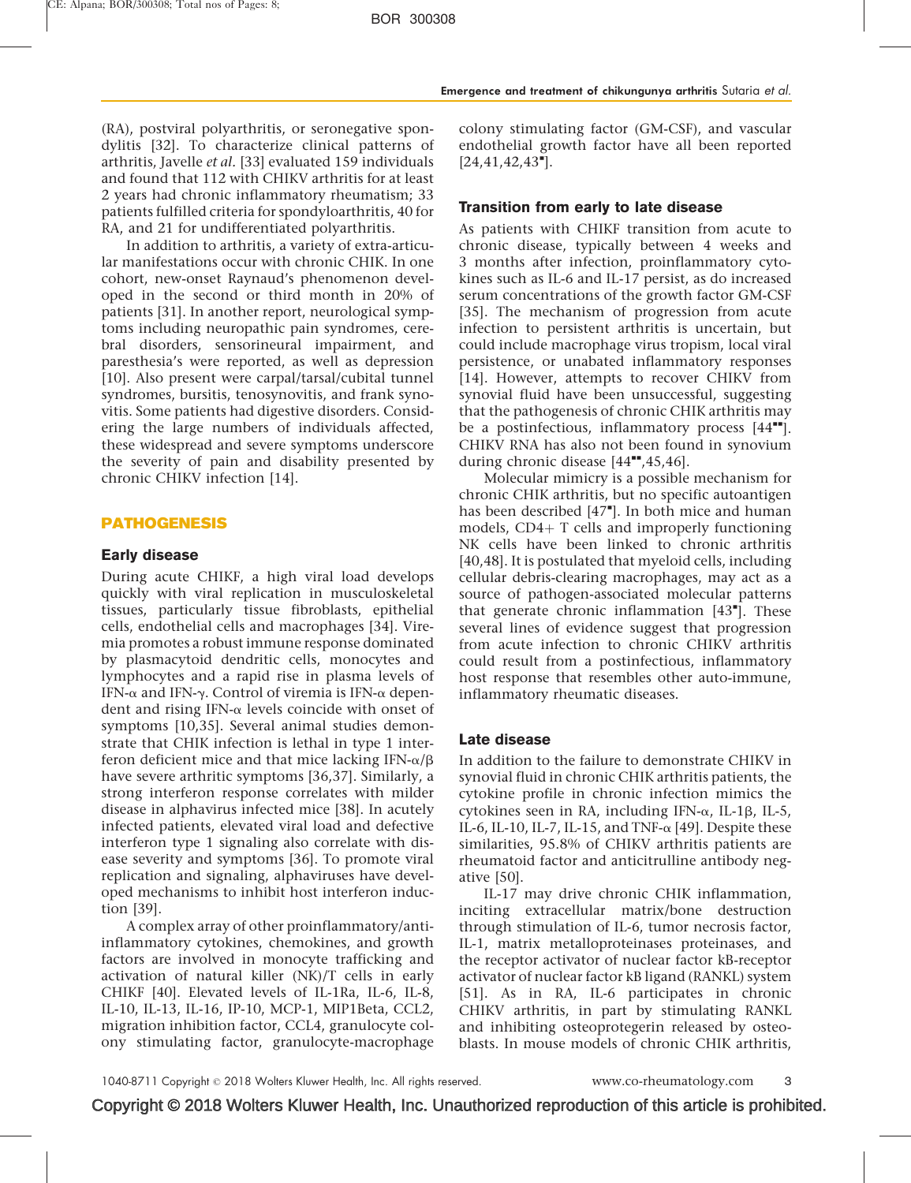(RA), postviral polyarthritis, or seronegative spondylitis [32]. To characterize clinical patterns of arthritis, Javelle *et al.* [33] evaluated 159 individuals and found that 112 with CHIKV arthritis for at least 2 years had chronic inflammatory rheumatism; 33 patients fulfilled criteria for spondyloarthritis, 40 for RA, and 21 for undifferentiated polyarthritis.

In addition to arthritis, a variety of extra-articular manifestations occur with chronic CHIK. In one cohort, new-onset Raynaud's phenomenon developed in the second or third month in 20% of patients [31]. In another report, neurological symptoms including neuropathic pain syndromes, cerebral disorders, sensorineural impairment, and paresthesia's were reported, as well as depression [10]. Also present were carpal/tarsal/cubital tunnel syndromes, bursitis, tenosynovitis, and frank synovitis. Some patients had digestive disorders. Considering the large numbers of individuals affected, these widespread and severe symptoms underscore the severity of pain and disability presented by chronic CHIKV infection [14].

## PATHOGENESIS

### Early disease

During acute CHIKF, a high viral load develops quickly with viral replication in musculoskeletal tissues, particularly tissue fibroblasts, epithelial cells, endothelial cells and macrophages [34]. Viremia promotes a robust immune response dominated by plasmacytoid dendritic cells, monocytes and lymphocytes and a rapid rise in plasma levels of IFN-$\alpha$ and IFN-$\gamma$. Control of viremia is IFN-$\alpha$ dependent and rising IFN-$\alpha$ levels coincide with onset of symptoms [10,35]. Several animal studies demonstrate that CHIK infection is lethal in type 1 interferon deficient mice and that mice lacking IFN-$\alpha/\beta$ have severe arthritic symptoms [36,37]. Similarly, a strong interferon response correlates with milder disease in alphavirus infected mice [38]. In acutely infected patients, elevated viral load and defective interferon type 1 signaling also correlate with disease severity and symptoms [36]. To promote viral replication and signaling, alphaviruses have developed mechanisms to inhibit host interferon induction [39].

A complex array of other proinflammatory/anti-inflammatory cytokines, chemokines, and growth factors are involved in monocyte trafficking and activation of natural killer (NK)/T cells in early CHIKF [40]. Elevated levels of IL-1Ra, IL-6, IL-8, IL-10, IL-13, IL-16, IP-10, MCP-1, MIP1Beta, CCL2, migration inhibition factor, CCL4, granulocyte colony stimulating factor, granulocyte-macrophage colony stimulating factor (GM-CSF), and vascular endothelial growth factor have all been reported [24,41,42,43▪].

### Transition from early to late disease

As patients with CHIKF transition from acute to chronic disease, typically between 4 weeks and 3 months after infection, proinflammatory cytokines such as IL-6 and IL-17 persist, as do increased serum concentrations of the growth factor GM-CSF [35]. The mechanism of progression from acute infection to persistent arthritis is uncertain, but could include macrophage virus tropism, local viral persistence, or unabated inflammatory responses [14]. However, attempts to recover CHIKV from synovial fluid have been unsuccessful, suggesting that the pathogenesis of chronic CHIK arthritis may be a postinfectious, inflammatory process [44▪▪]. CHIKV RNA has also not been found in synovium during chronic disease [44▪▪,45,46].

Molecular mimicry is a possible mechanism for chronic CHIK arthritis, but no specific autoantigen has been described [47▪]. In both mice and human models, CD4+ T cells and improperly functioning NK cells have been linked to chronic arthritis [40,48]. It is postulated that myeloid cells, including cellular debris-clearing macrophages, may act as a source of pathogen-associated molecular patterns that generate chronic inflammation [43▪]. These several lines of evidence suggest that progression from acute infection to chronic CHIKV arthritis could result from a postinfectious, inflammatory host response that resembles other auto-immune, inflammatory rheumatic diseases.

### Late disease

In addition to the failure to demonstrate CHIKV in synovial fluid in chronic CHIK arthritis patients, the cytokine profile in chronic infection mimics the cytokines seen in RA, including IFN-$\alpha$, IL-1$\beta$, IL-5, IL-6, IL-10, IL-7, IL-15, and TNF-$\alpha$ [49]. Despite these similarities, 95.8% of CHIKV arthritis patients are rheumatoid factor and anticitrulline antibody negative [50].

IL-17 may drive chronic CHIK inflammation, inciting extracellular matrix/bone destruction through stimulation of IL-6, tumor necrosis factor, IL-1, matrix metalloproteinases proteinases, and the receptor activator of nuclear factor kB-receptor activator of nuclear factor kB ligand (RANKL) system [51]. As in RA, IL-6 participates in chronic CHIKV arthritis, in part by stimulating RANKL and inhibiting osteoprotegerin released by osteoblasts. In mouse models of chronic CHIK arthritis,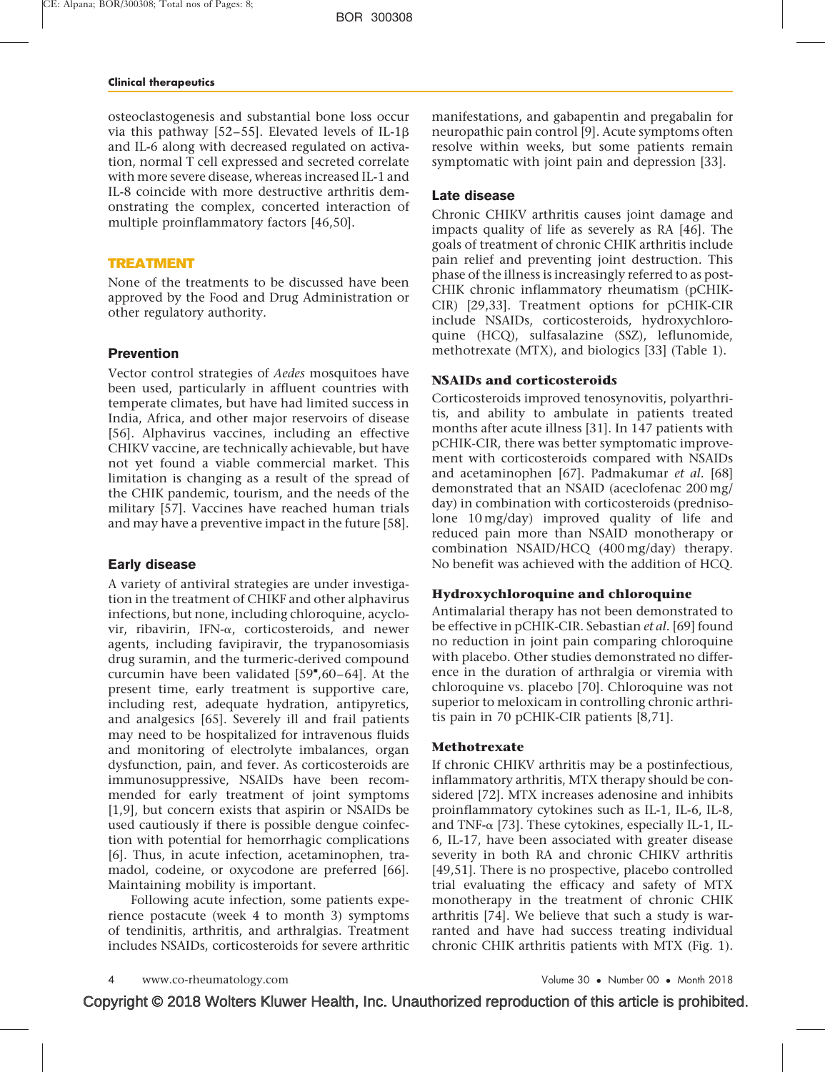osteoclastogenesis and substantial bone loss occur via this pathway [52–55]. Elevated levels of IL-1β and IL-6 along with decreased regulated on activation, normal T cell expressed and secreted correlate with more severe disease, whereas increased IL-1 and IL-8 coincide with more destructive arthritis demonstrating the complex, concerted interaction of multiple proinflammatory factors [46,50].

## TREATMENT

None of the treatments to be discussed have been approved by the Food and Drug Administration or other regulatory authority.

### Prevention

Vector control strategies of *Aedes* mosquitoes have been used, particularly in affluent countries with temperate climates, but have had limited success in India, Africa, and other major reservoirs of disease [56]. Alphavirus vaccines, including an effective CHIKV vaccine, are technically achievable, but have not yet found a viable commercial market. This limitation is changing as a result of the spread of the CHIK pandemic, tourism, and the needs of the military [57]. Vaccines have reached human trials and may have a preventive impact in the future [58].

### Early disease

A variety of antiviral strategies are under investigation in the treatment of CHIKF and other alphavirus infections, but none, including chloroquine, acyclovir, ribavirin, IFN-α, corticosteroids, and newer agents, including favipiravir, the trypanosomiasis drug suramin, and the turmeric-derived compound curcumin have been validated [59▪,60–64]. At the present time, early treatment is supportive care, including rest, adequate hydration, antipyretics, and analgesics [65]. Severely ill and frail patients may need to be hospitalized for intravenous fluids and monitoring of electrolyte imbalances, organ dysfunction, pain, and fever. As corticosteroids are immunosuppressive, NSAIDs have been recommended for early treatment of joint symptoms [1,9], but concern exists that aspirin or NSAIDs be used cautiously if there is possible dengue coinfection with potential for hemorrhagic complications [6]. Thus, in acute infection, acetaminophen, tramadol, codeine, or oxycodone are preferred [66]. Maintaining mobility is important.

Following acute infection, some patients experience postacute (week 4 to month 3) symptoms of tendinitis, arthritis, and arthralgias. Treatment includes NSAIDs, corticosteroids for severe arthritic manifestations, and gabapentin and pregabalin for neuropathic pain control [9]. Acute symptoms often resolve within weeks, but some patients remain symptomatic with joint pain and depression [33].

### Late disease

Chronic CHIKV arthritis causes joint damage and impacts quality of life as severely as RA [46]. The goals of treatment of chronic CHIK arthritis include pain relief and preventing joint destruction. This phase of the illness is increasingly referred to as post-CHIK chronic inflammatory rheumatism (pCHIK-CIR) [29,33]. Treatment options for pCHIK-CIR include NSAIDs, corticosteroids, hydroxychloroquine (HCQ), sulfasalazine (SSZ), leflunomide, methotrexate (MTX), and biologics [33] (Table 1).

#### NSAIDs and corticosteroids

Corticosteroids improved tenosynovitis, polyarthritis, and ability to ambulate in patients treated months after acute illness [31]. In 147 patients with pCHIK-CIR, there was better symptomatic improvement with corticosteroids compared with NSAIDs and acetaminophen [67]. Padmakumar *et al.* [68] demonstrated that an NSAID (aceclofenac 200 mg/day) in combination with corticosteroids (prednisolone 10 mg/day) improved quality of life and reduced pain more than NSAID monotherapy or combination NSAID/HCQ (400 mg/day) therapy. No benefit was achieved with the addition of HCQ.

#### Hydroxychloroquine and chloroquine

Antimalarial therapy has not been demonstrated to be effective in pCHIK-CIR. Sebastian *et al.* [69] found no reduction in joint pain comparing chloroquine with placebo. Other studies demonstrated no difference in the duration of arthralgia or viremia with chloroquine vs. placebo [70]. Chloroquine was not superior to meloxicam in controlling chronic arthritis pain in 70 pCHIK-CIR patients [8,71].

#### Methotrexate

If chronic CHIKV arthritis may be a postinfectious, inflammatory arthritis, MTX therapy should be considered [72]. MTX increases adenosine and inhibits proinflammatory cytokines such as IL-1, IL-6, IL-8, and TNF-α [73]. These cytokines, especially IL-1, IL-6, IL-17, have been associated with greater disease severity in both RA and chronic CHIKV arthritis [49,51]. There is no prospective, placebo controlled trial evaluating the efficacy and safety of MTX monotherapy in the treatment of chronic CHIK arthritis [74]. We believe that such a study is warranted and have had success treating individual chronic CHIK arthritis patients with MTX (Fig. 1).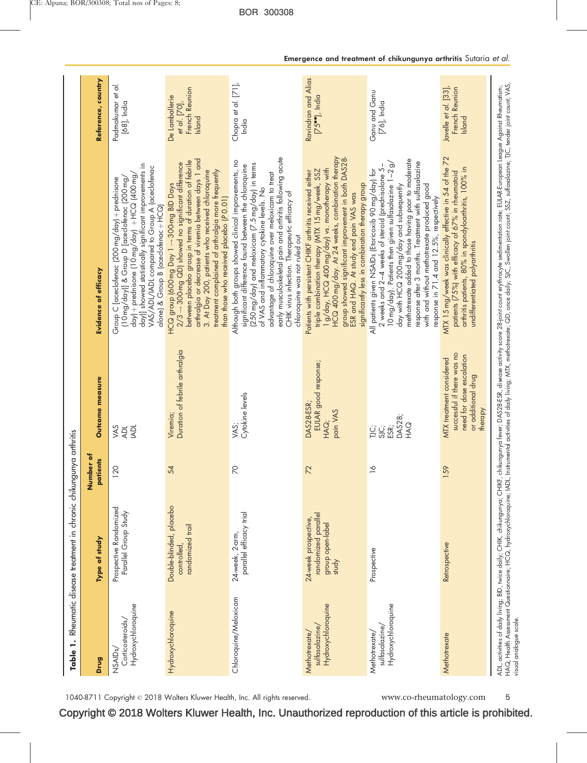**Table 1.** Rheumatic disease treatment in chronic chikungunya arthritis

| Drug | Type of study | Number of patients | Outcome measure | Evidence of efficacy | Reference, country |
|---|---|---|---|---|---|
| NSAIDs/ Corticosteroids/ Hydroxychloroquine | Prospective Randomized Parallel Group Study | 120 | VAS ADL IADL | Group C [aceclofenac (200 mg/day) + prednisone (10 mg/day)] & Group D [aceclofenac (200 mg/day) + prednisone (10 mg/day) + HCQ (400 mg/day)] showed statistically significant improvements in VAS/ADL/IADL compared to Group A (aceclofenac alone) & Group B (aceclofenac + HCQ) | Padmakumar *et al.* [68], India |
| Hydroxychloroquine | Double-blinded, placebo controlled, randomized trail | 54 | Viremia; Duration of febrile arthralgia | HCQ group (600 mg Day 1 → 300-mg BID Days 2/3 → 300-mg QD) showed no significant difference between placebo group in terms of duration of febrile arthralgia or decrease of viremia between days 1 and 3. At Day 200, patients who received chloroquine treatment complained of arthralgia more frequently than those who received placebo (P 0.01) | De Lamballerie *et al.* [70], French Reunion Island |
| Chloroquine/Meloxicam | 24-week, 2-arm, parallel efficacy trial | 70 | VAS; Cytokine levels | Although both groups showed clinical improvements, no significant difference found between the chloroquine (250 mg/day) and meloxicam (7.5 mg/day) in terms of VAS and inflammatory cytokine levels. No advantage of chloroquine over meloxicam to treat early musculoskeletal pain and arthritis following acute CHIK virus infection. Therapeutic efficacy of chloroquine was not ruled out | Chopra *et al.* [71], India |
| Methotrexate/ sulfasalazine/ Hydroxychloroquine | 24-week prospective, randomized parallel group open-label study | 72 | DAS28-ESR; EULAR good response; HAQ; pain VAS | Patients with persistent CHIKF arthritis received either triple combination therapy (MTX 15 mg/week, SSZ 1 g/day, HCQ 400 mg/day) vs. monotherapy with HCQ 400 mg/day. At 24 weeks, combination therapy group showed significant improvement in both DAS28-ESR and HAQ. At study end pain VAS was significantly less in combination therapy group | Ravindran and Alias [75■■], India |
| Methotrexate/ sulfasalazine/ Hydroxychloroquine | Prospective | 16 | TJC; SJC; ESR; DAS28; HAQ | All patients given NSAIDs (Etoricoxib 90 mg/day) for 2 weeks and 2–4 weeks of steroid (prednisolone 5–10 mg/day). Patients then given sulfasalazine 1–2 g/day with HCQ 200 mg/day and subsequently methotrexate added to those having poor to moderate response after 3 months. Treatment with sulfasalazine with and without methotrexate produced good response in 71.4 and 12.5%, respectively | Ganu and Ganu [76], India |
| Methotrexate | Retrospective | 159 | MTX treatment considered successful if there was no need for dose escalation or additional drug therapy | MTX 15 mg/week was clinically effective in 54 of the 72 patients (75%) with efficacy of 67% in rheumatoid arthritis patients, 80% in spondyloarthritis, 100% in undifferentiated polyarthritis | Javelle *et al.* [33], French Reunion Island |

ADL, activities of daily living; BID, twice daily; CHIK, chikungunya; CHIKF, chikungunya fever; DAS28-ESR, disease activity score 28-joint count erythrocyte sedimentation rate; EULAR-European League Against Rheumatism; HAQ, Health Assessment Questionnaire; HCQ, hydroxychloroquine; IADL, Instrumental activities of daily living; MTX, methotrexate; QD, once daily; SJC, Swollen joint count; SSZ, sulfasalazine; TJC, tender joint count; VAS, visual analogue scale.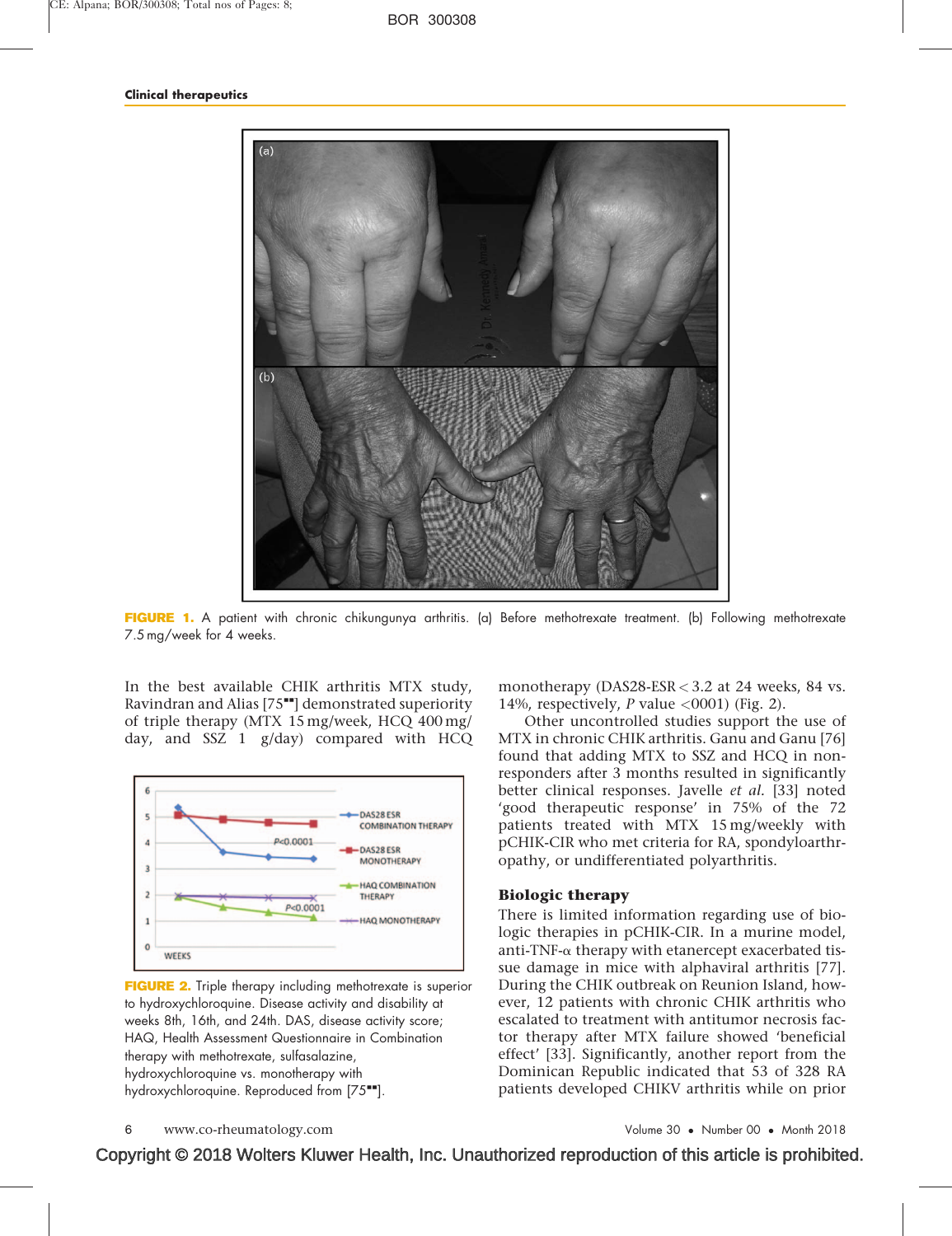**FIGURE 1.** A patient with chronic chikungunya arthritis. (a) Before methotrexate treatment. (b) Following methotrexate 7.5 mg/week for 4 weeks.

In the best available CHIK arthritis MTX study, Ravindran and Alias [75■■] demonstrated superiority of triple therapy (MTX 15 mg/week, HCQ 400 mg/day, and SSZ 1 g/day) compared with HCQ monotherapy (DAS28-ESR < 3.2 at 24 weeks, 84 vs. 14%, respectively, $P$ value <0001) (Fig. 2).

**FIGURE 2.** Triple therapy including methotrexate is superior to hydroxychloroquine. Disease activity and disability at weeks 8th, 16th, and 24th. DAS, disease activity score; HAQ, Health Assessment Questionnaire in Combination therapy with methotrexate, sulfasalazine, hydroxychloroquine vs. monotherapy with hydroxychloroquine. Reproduced from [75■■].

Other uncontrolled studies support the use of MTX in chronic CHIK arthritis. Ganu and Ganu [76] found that adding MTX to SSZ and HCQ in non-responders after 3 months resulted in significantly better clinical responses. Javelle *et al.* [33] noted 'good therapeutic response' in 75% of the 72 patients treated with MTX 15 mg/weekly with pCHIK-CIR who met criteria for RA, spondyloarthropathy, or undifferentiated polyarthritis.

## Biologic therapy

There is limited information regarding use of biologic therapies in pCHIK-CIR. In a murine model, anti-TNF-α therapy with etanercept exacerbated tissue damage in mice with alphaviral arthritis [77]. During the CHIK outbreak on Reunion Island, however, 12 patients with chronic CHIK arthritis who escalated to treatment with antitumor necrosis factor therapy after MTX failure showed 'beneficial effect' [33]. Significantly, another report from the Dominican Republic indicated that 53 of 328 RA patients developed CHIKV arthritis while on prior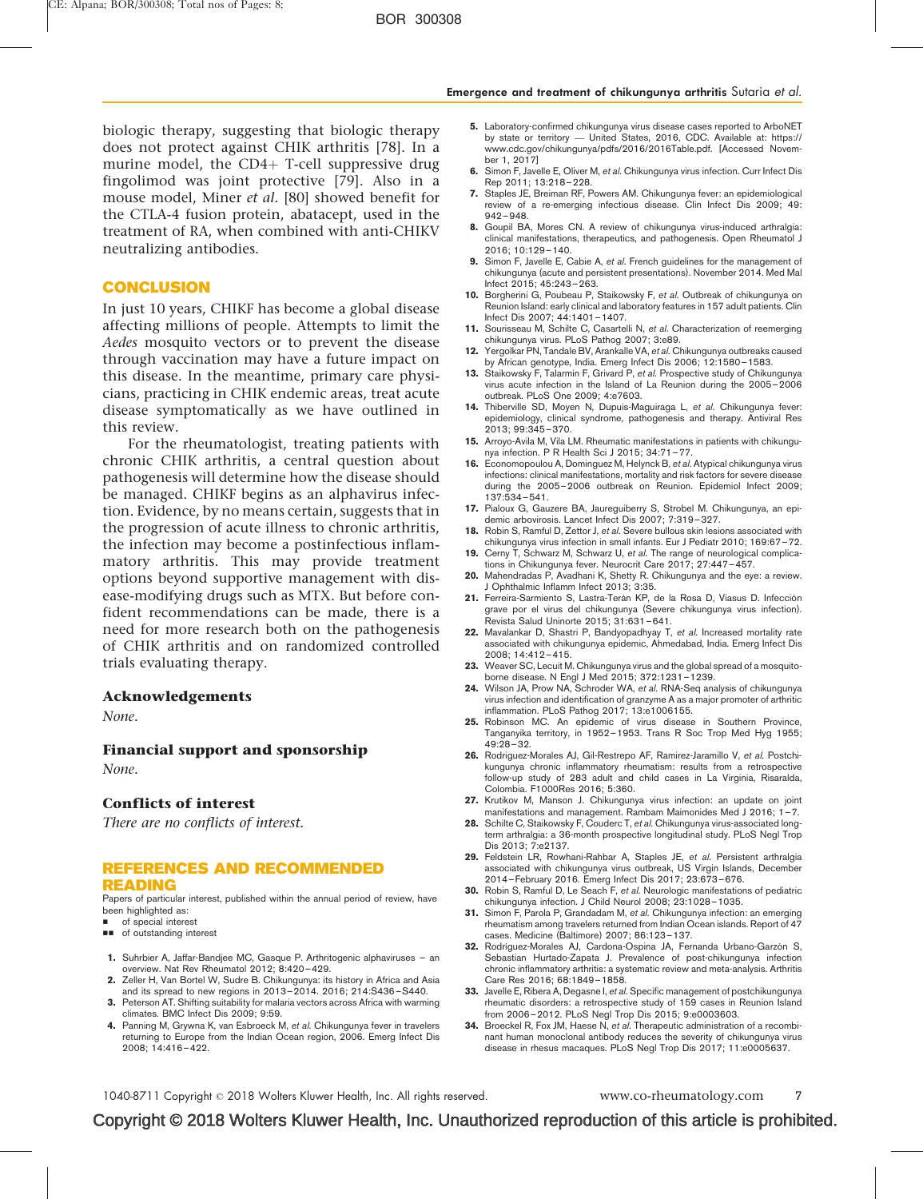biologic therapy, suggesting that biologic therapy does not protect against CHIK arthritis [78]. In a murine model, the CD4+ T-cell suppressive drug fingolimod was joint protective [79]. Also in a mouse model, Miner *et al*. [80] showed benefit for the CTLA-4 fusion protein, abatacept, used in the treatment of RA, when combined with anti-CHIKV neutralizing antibodies.

## CONCLUSION

In just 10 years, CHIKF has become a global disease affecting millions of people. Attempts to limit the *Aedes* mosquito vectors or to prevent the disease through vaccination may have a future impact on this disease. In the meantime, primary care physicians, practicing in CHIK endemic areas, treat acute disease symptomatically as we have outlined in this review.

For the rheumatologist, treating patients with chronic CHIK arthritis, a central question about pathogenesis will determine how the disease should be managed. CHIKF begins as an alphavirus infection. Evidence, by no means certain, suggests that in the progression of acute illness to chronic arthritis, the infection may become a postinfectious inflammatory arthritis. This may provide treatment options beyond supportive management with disease-modifying drugs such as MTX. But before confident recommendations can be made, there is a need for more research both on the pathogenesis of CHIK arthritis and on randomized controlled trials evaluating therapy.

### Acknowledgements

*None.*

### Financial support and sponsorship

*None.*

### Conflicts of interest

*There are no conflicts of interest.*

## REFERENCES AND RECOMMENDED READING

Papers of particular interest, published within the annual period of review, have been highlighted as:

- ▪ of special interest
- ▪▪ of outstanding interest

1. Suhrbier A, Jaffar-Bandjee MC, Gasque P. Arthritogenic alphaviruses – an overview. Nat Rev Rheumatol 2012; 8:420–429.
2. Zeller H, Van Bortel W, Sudre B. Chikungunya: its history in Africa and Asia and its spread to new regions in 2013–2014. 2016; 214:S436–S440.
3. Peterson AT. Shifting suitability for malaria vectors across Africa with warming climates. BMC Infect Dis 2009; 9:59.
4. Panning M, Grywna K, van Esbroeck M, *et al.* Chikungunya fever in travelers returning to Europe from the Indian Ocean region, 2006. Emerg Infect Dis 2008; 14:416–422.
5. Laboratory-confirmed chikungunya virus disease cases reported to ArboNET by state or territory — United States, 2016, CDC. Available at: https://www.cdc.gov/chikungunya/pdfs/2016/2016Table.pdf. [Accessed November 1, 2017]
6. Simon F, Javelle E, Oliver M, *et al.* Chikungunya virus infection. Curr Infect Dis Rep 2011; 13:218–228.
7. Staples JE, Breiman RF, Powers AM. Chikungunya fever: an epidemiological review of a re-emerging infectious disease. Clin Infect Dis 2009; 49:942–948.
8. Goupil BA, Mores CN. A review of chikungunya virus-induced arthralgia: clinical manifestations, therapeutics, and pathogenesis. Open Rheumatol J 2016; 10:129–140.
9. Simon F, Javelle E, Cabie A, *et al.* French guidelines for the management of chikungunya (acute and persistent presentations). November 2014. Med Mal Infect 2015; 45:243–263.
10. Borgherini G, Poubeau P, Staikowsky F, *et al.* Outbreak of chikungunya on Reunion Island: early clinical and laboratory features in 157 adult patients. Clin Infect Dis 2007; 44:1401–1407.
11. Sourisseau M, Schilte C, Casartelli N, *et al.* Characterization of reemerging chikungunya virus. PLoS Pathog 2007; 3:e89.
12. Yergolkar PN, Tandale BV, Arankalle VA, *et al.* Chikungunya outbreaks caused by African genotype, India. Emerg Infect Dis 2006; 12:1580–1583.
13. Staikowsky F, Talarmin F, Grivard P, *et al.* Prospective study of Chikungunya virus acute infection in the Island of La Reunion during the 2005–2006 outbreak. PLoS One 2009; 4:e7603.
14. Thiberville SD, Moyen N, Dupuis-Maguiraga L, *et al.* Chikungunya fever: epidemiology, clinical syndrome, pathogenesis and therapy. Antiviral Res 2013; 99:345–370.
15. Arroyo-Avila M, Vila LM. Rheumatic manifestations in patients with chikungunya infection. P R Health Sci J 2015; 34:71–77.
16. Economopoulou A, Dominguez M, Helynck B, *et al.* Atypical chikungunya virus infections: clinical manifestations, mortality and risk factors for severe disease during the 2005–2006 outbreak on Reunion. Epidemiol Infect 2009; 137:534–541.
17. Pialoux G, Gauzere BA, Jaureguiberry S, Strobel M. Chikungunya, an epidemic arbovirosis. Lancet Infect Dis 2007; 7:319–327.
18. Robin S, Ramful D, Zettor J, *et al.* Severe bullous skin lesions associated with chikungunya virus infection in small infants. Eur J Pediatr 2010; 169:67–72.
19. Cerny T, Schwarz M, Schwarz U, *et al.* The range of neurological complications in Chikungunya fever. Neurocrit Care 2017; 27:447–457.
20. Mahendradas P, Avadhani K, Shetty R. Chikungunya and the eye: a review. J Ophthalmic Inflamm Infect 2013; 3:35.
21. Ferreira-Sarmiento S, Lastra-Terán KP, de la Rosa D, Viasus D. Infección grave por el virus del chikungunya (Severe chikungunya virus infection). Revista Salud Uninorte 2015; 31:631–641.
22. Mavalankar D, Shastri P, Bandyopadhyay T, *et al.* Increased mortality rate associated with chikungunya epidemic, Ahmedabad, India. Emerg Infect Dis 2008; 14:412–415.
23. Weaver SC, Lecuit M. Chikungunya virus and the global spread of a mosquito-borne disease. N Engl J Med 2015; 372:1231–1239.
24. Wilson JA, Prow NA, Schroder WA, *et al.* RNA-Seq analysis of chikungunya virus infection and identification of granzyme A as a major promoter of arthritic inflammation. PLoS Pathog 2017; 13:e1006155.
25. Robinson MC. An epidemic of virus disease in Southern Province, Tanganyika territory, in 1952–1953. Trans R Soc Trop Med Hyg 1955; 49:28–32.
26. Rodriguez-Morales AJ, Gil-Restrepo AF, Ramirez-Jaramillo V, *et al.* Postchikungunya chronic inflammatory rheumatism: results from a retrospective follow-up study of 283 adult and child cases in La Virginia, Risaralda, Colombia. F1000Res 2016; 5:360.
27. Krutikov M, Manson J. Chikungunya virus infection: an update on joint manifestations and management. Rambam Maimonides Med J 2016; 1–7.
28. Schilte C, Staikowsky F, Couderc T, *et al.* Chikungunya virus-associated long-term arthralgia: a 36-month prospective longitudinal study. PLoS Negl Trop Dis 2013; 7:e2137.
29. Feldstein LR, Rowhani-Rahbar A, Staples JE, *et al.* Persistent arthralgia associated with chikungunya virus outbreak, US Virgin Islands, December 2014–February 2016. Emerg Infect Dis 2017; 23:673–676.
30. Robin S, Ramful D, Le Seach F, *et al.* Neurologic manifestations of pediatric chikungunya infection. J Child Neurol 2008; 23:1028–1035.
31. Simon F, Parola P, Grandadam M, *et al.* Chikungunya infection: an emerging rheumatism among travelers returned from Indian Ocean islands. Report of 47 cases. Medicine (Baltimore) 2007; 86:123–137.
32. Rodriguez-Morales AJ, Cardona-Ospina JA, Fernanda Urbano-Garzón S, Sebastian Hurtado-Zapata J. Prevalence of post-chikungunya infection chronic inflammatory arthritis: a systematic review and meta-analysis. Arthritis Care Res 2016; 68:1849–1858.
33. Javelle E, Ribera A, Degasne I, *et al.* Specific management of postchikungunya rheumatic disorders: a retrospective study of 159 cases in Reunion Island from 2006–2012. PLoS Negl Trop Dis 2015; 9:e0003603.
34. Broeckel R, Fox JM, Haese N, *et al.* Therapeutic administration of a recombinant human monoclonal antibody reduces the severity of chikungunya virus disease in rhesus macaques. PLoS Negl Trop Dis 2017; 11:e0005637.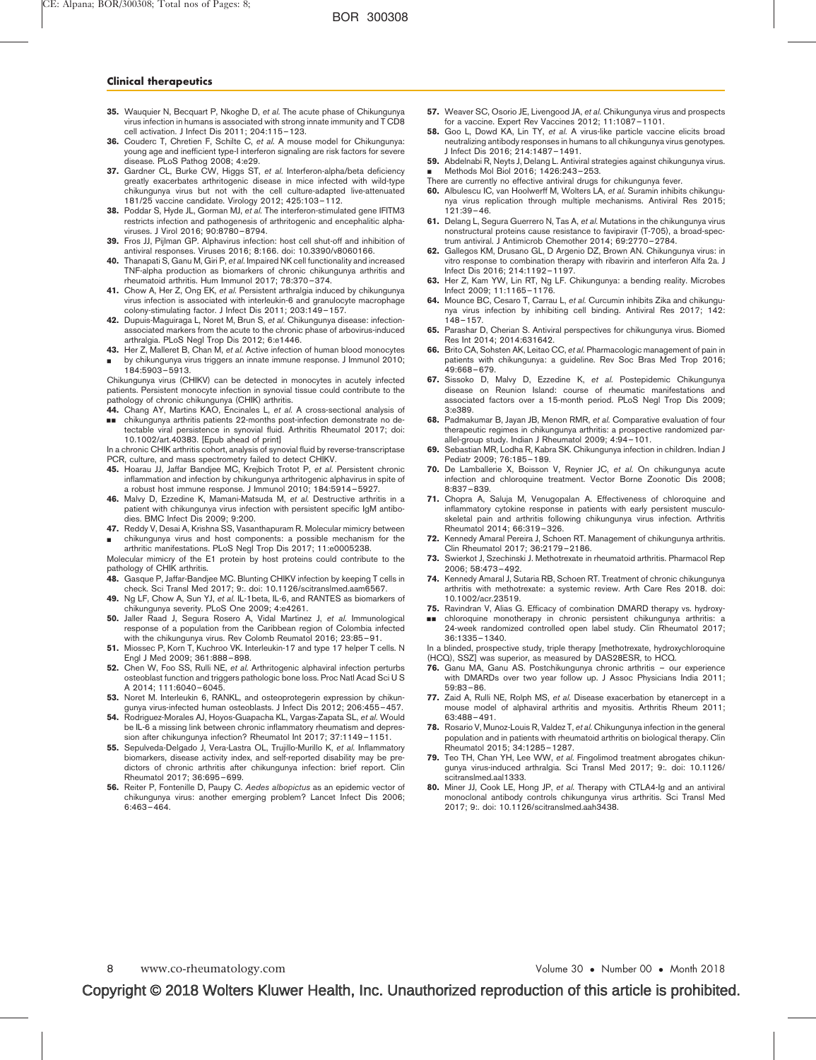35. Wauquier N, Becquart P, Nkoghe D, *et al.* The acute phase of Chikungunya virus infection in humans is associated with strong innate immunity and T CD8 cell activation. J Infect Dis 2011; 204:115–123.
36. Couderc T, Chretien F, Schilte C, *et al.* A mouse model for Chikungunya: young age and inefficient type-I interferon signaling are risk factors for severe disease. PLoS Pathog 2008; 4:e29.
37. Gardner CL, Burke CW, Higgs ST, *et al.* Interferon-alpha/beta deficiency greatly exacerbates arthritogenic disease in mice infected with wild-type chikungunya virus but not with the cell culture-adapted live-attenuated 181/25 vaccine candidate. Virology 2012; 425:103–112.
38. Poddar S, Hyde JL, Gorman MJ, *et al.* The interferon-stimulated gene IFITM3 restricts infection and pathogenesis of arthritogenic and encephalitic alphaviruses. J Virol 2016; 90:8780–8794.
39. Fros JJ, Pijlman GP. Alphavirus infection: host cell shut-off and inhibition of antiviral responses. Viruses 2016; 8:166. doi: 10.3390/v8060166.
40. Thanapati S, Ganu M, Giri P, *et al.* Impaired NK cell functionality and increased TNF-alpha production as biomarkers of chronic chikungunya arthritis and rheumatoid arthritis. Hum Immunol 2017; 78:370–374.
41. Chow A, Her Z, Ong EK, *et al.* Persistent arthralgia induced by chikungunya virus infection is associated with interleukin-6 and granulocyte macrophage colony-stimulating factor. J Infect Dis 2011; 203:149–157.
42. Dupuis-Maguiraga L, Noret M, Brun S, *et al.* Chikungunya disease: infection-associated markers from the acute to the chronic phase of arbovirus-induced arthralgia. PLoS Negl Trop Dis 2012; 6:e1446.
43. ▪ Her Z, Malleret B, Chan M, *et al.* Active infection of human blood monocytes by chikungunya virus triggers an innate immune response. J Immunol 2010; 184:5903–5913.

Chikungunya virus (CHIKV) can be detected in monocytes in acutely infected patients. Persistent monocyte infection in synovial tissue could contribute to the pathology of chronic chikungunya (CHIK) arthritis.

44. ▪▪ Chang AY, Martins KAO, Encinales L, *et al.* A cross-sectional analysis of chikungunya arthritis patients 22-months post-infection demonstrate no detectable viral persistence in synovial fluid. Arthritis Rheumatol 2017; doi: 10.1002/art.40383. [Epub ahead of print]

In a chronic CHIK arthritis cohort, analysis of synovial fluid by reverse-transcriptase PCR, culture, and mass spectrometry failed to detect CHIKV.

45. Hoarau JJ, Jaffar Bandjee MC, Krejbich Trotot P, *et al.* Persistent chronic inflammation and infection by chikungunya arthritogenic alphavirus in spite of a robust host immune response. J Immunol 2010; 184:5914–5927.
46. Malvy D, Ezzedine K, Mamani-Matsuda M, *et al.* Destructive arthritis in a patient with chikungunya virus infection with persistent specific IgM antibodies. BMC Infect Dis 2009; 9:200.
47. ▪ Reddy V, Desai A, Krishna SS, Vasanthapuram R. Molecular mimicry between chikungunya virus and host components: a possible mechanism for the arthritic manifestations. PLoS Negl Trop Dis 2017; 11:e0005238.

Molecular mimicry of the E1 protein by host proteins could contribute to the pathology of CHIK arthritis.

48. Gasque P, Jaffar-Bandjee MC. Blunting CHIKV infection by keeping T cells in check. Sci Transl Med 2017; 9:. doi: 10.1126/scitranslmed.aam6567.
49. Ng LF, Chow A, Sun YJ, *et al.* IL-1beta, IL-6, and RANTES as biomarkers of chikungunya severity. PLoS One 2009; 4:e4261.
50. Jaller Raad J, Segura Rosero A, Vidal Martinez J, *et al.* Immunological response of a population from the Caribbean region of Colombia infected with the chikungunya virus. Rev Colomb Reumatol 2016; 23:85–91.
51. Miossec P, Korn T, Kuchroo VK. Interleukin-17 and type 17 helper T cells. N Engl J Med 2009; 361:888–898.
52. Chen W, Foo SS, Rulli NE, *et al.* Arthritogenic alphaviral infection perturbs osteoblast function and triggers pathologic bone loss. Proc Natl Acad Sci U S A 2014; 111:6040–6045.
53. Noret M. Interleukin 6, RANKL, and osteoprotegerin expression by chikungunya virus-infected human osteoblasts. J Infect Dis 2012; 206:455–457.
54. Rodriguez-Morales AJ, Hoyos-Guapacha KL, Vargas-Zapata SL, *et al.* Would be IL-6 a missing link between chronic inflammatory rheumatism and depression after chikungunya infection? Rheumatol Int 2017; 37:1149–1151.
55. Sepulveda-Delgado J, Vera-Lastra OL, Trujillo-Murillo K, *et al.* Inflammatory biomarkers, disease activity index, and self-reported disability may be predictors of chronic arthritis after chikungunya infection: brief report. Clin Rheumatol 2017; 36:695–699.
56. Reiter P, Fontenille D, Paupy C. *Aedes albopictus* as an epidemic vector of chikungunya virus: another emerging problem? Lancet Infect Dis 2006; 6:463–464.
57. Weaver SC, Osorio JE, Livengood JA, *et al.* Chikungunya virus and prospects for a vaccine. Expert Rev Vaccines 2012; 11:1087–1101.
58. Goo L, Dowd KA, Lin TY, *et al.* A virus-like particle vaccine elicits broad neutralizing antibody responses in humans to all chikungunya virus genotypes. J Infect Dis 2016; 214:1487–1491.
59. ▪ Abdelnabi R, Neyts J, Delang L. Antiviral strategies against chikungunya virus. Methods Mol Biol 2016; 1426:243–253.

There are currently no effective antiviral drugs for chikungunya fever.

60. Albulescu IC, van Hoolwerff M, Wolters LA, *et al.* Suramin inhibits chikungunya virus replication through multiple mechanisms. Antiviral Res 2015; 121:39–46.
61. Delang L, Segura Guerrero N, Tas A, *et al.* Mutations in the chikungunya virus nonstructural proteins cause resistance to favipiravir (T-705), a broad-spectrum antiviral. J Antimicrob Chemother 2014; 69:2770–2784.
62. Gallegos KM, Drusano GL, D Argenio DZ, Brown AN. Chikungunya virus: in vitro response to combination therapy with ribavirin and interferon Alfa 2a. J Infect Dis 2016; 214:1192–1197.
63. Her Z, Kam YW, Lin RT, Ng LF. Chikungunya: a bending reality. Microbes Infect 2009; 11:1165–1176.
64. Mounce BC, Cesaro T, Carrau L, *et al.* Curcumin inhibits Zika and chikungunya virus infection by inhibiting cell binding. Antiviral Res 2017; 142: 148–157.
65. Parashar D, Cherian S. Antiviral perspectives for chikungunya virus. Biomed Res Int 2014; 2014:631642.
66. Brito CA, Sohsten AK, Leitao CC, *et al.* Pharmacologic management of pain in patients with chikungunya: a guideline. Rev Soc Bras Med Trop 2016; 49:668–679.
67. Sissoko D, Malvy D, Ezzedine K, *et al.* Postepidemic Chikungunya disease on Reunion Island: course of rheumatic manifestations and associated factors over a 15-month period. PLoS Negl Trop Dis 2009; 3:e389.
68. Padmakumar B, Jayan JB, Menon RMR, *et al.* Comparative evaluation of four therapeutic regimes in chikungunya arthritis: a prospective randomized parallel-group study. Indian J Rheumatol 2009; 4:94–101.
69. Sebastian MR, Lodha R, Kabra SK. Chikungunya infection in children. Indian J Pediatr 2009; 76:185–189.
70. De Lamballerie X, Boisson V, Reynier JC, *et al.* On chikungunya acute infection and chloroquine treatment. Vector Borne Zoonotic Dis 2008; 8:837–839.
71. Chopra A, Saluja M, Venugopalan A. Effectiveness of chloroquine and inflammatory cytokine response in patients with early persistent musculoskeletal pain and arthritis following chikungunya virus infection. Arthritis Rheumatol 2014; 66:319–326.
72. Kennedy Amaral Pereira J, Schoen RT. Management of chikungunya arthritis. Clin Rheumatol 2017; 36:2179–2186.
73. Swierkot J, Szechinski J. Methotrexate in rheumatoid arthritis. Pharmacol Rep 2006; 58:473–492.
74. Kennedy Amaral J, Sutaria RB, Schoen RT. Treatment of chronic chikungunya arthritis with methotrexate: a systemic review. Arth Care Res 2018. doi: 10.1002/acr.23519.
75. ▪▪ Ravindran V, Alias G. Efficacy of combination DMARD therapy vs. hydroxychloroquine monotherapy in chronic persistent chikungunya arthritis: a 24-week randomized controlled open label study. Clin Rheumatol 2017; 36:1335–1340.

In a blinded, prospective study, triple therapy [methotrexate, hydroxychloroquine (HCQ), SSZ] was superior, as measured by DAS28ESR, to HCQ.

76. Ganu MA, Ganu AS. Postchikungunya chronic arthritis – our experience with DMARDs over two year follow up. J Assoc Physicians India 2011; 59:83–86.
77. Zaid A, Rulli NE, Rolph MS, *et al.* Disease exacerbation by etanercept in a mouse model of alphaviral arthritis and myositis. Arthritis Rheum 2011; 63:488–491.
78. Rosario V, Munoz-Louis R, Valdez T, *et al.* Chikungunya infection in the general population and in patients with rheumatoid arthritis on biological therapy. Clin Rheumatol 2015; 34:1285–1287.
79. Teo TH, Chan YH, Lee WW, *et al.* Fingolimod treatment abrogates chikungunya virus-induced arthralgia. Sci Transl Med 2017; 9:. doi: 10.1126/scitranslmed.aal1333.
80. Miner JJ, Cook LE, Hong JP, *et al.* Therapy with CTLA4-Ig and an antiviral monoclonal antibody controls chikungunya virus arthritis. Sci Transl Med 2017; 9:. doi: 10.1126/scitranslmed.aah3438.